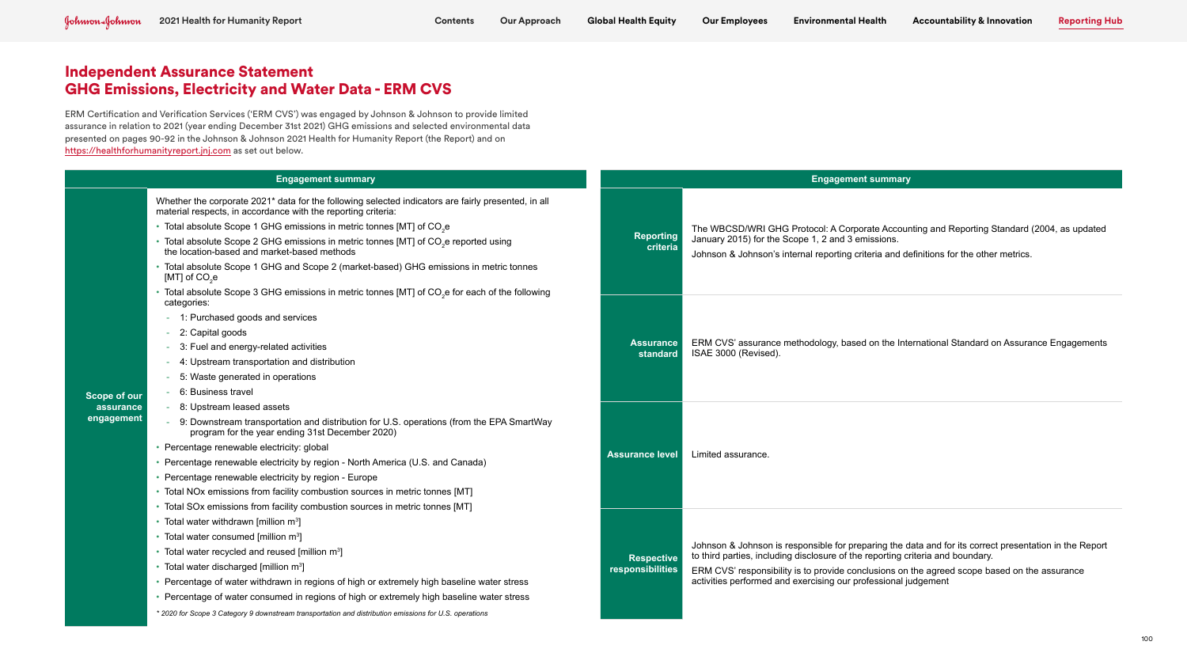# Independent Assurance Statement
# GHG Emissions, Electricity and Water Data - ERM CVS

ERM Certification and Verification Services ('ERM CVS') was engaged by Johnson & Johnson to provide limited assurance in relation to 2021 (year ending December 31st 2021) GHG emissions and selected environmental data presented on pages 90-92 in the Johnson & Johnson 2021 Health for Humanity Report (the Report) and on https://healthforhumanityreport.jnj.com as set out below.

| Engagement summary | |
|---|---|
| **Scope of our assurance engagement** | Whether the corporate 2021* data for the following selected indicators are fairly presented, in all material respects, in accordance with the reporting criteria:<br>• Total absolute Scope 1 GHG emissions in metric tonnes [MT] of $CO_2e$<br>• Total absolute Scope 2 GHG emissions in metric tonnes [MT] of $CO_2e$ reported using the location-based and market-based methods<br>• Total absolute Scope 1 GHG and Scope 2 (market-based) GHG emissions in metric tonnes [MT] of $CO_2e$<br>• Total absolute Scope 3 GHG emissions in metric tonnes [MT] of $CO_2e$ for each of the following categories:<br>- 1: Purchased goods and services<br>- 2: Capital goods<br>- 3: Fuel and energy-related activities<br>- 4: Upstream transportation and distribution<br>- 5: Waste generated in operations<br>- 6: Business travel<br>- 8: Upstream leased assets<br>- 9: Downstream transportation and distribution for U.S. operations (from the EPA SmartWay program for the year ending 31st December 2020)<br>• Percentage renewable electricity: global<br>• Percentage renewable electricity by region - North America (U.S. and Canada)<br>• Percentage renewable electricity by region - Europe<br>• Total NOx emissions from facility combustion sources in metric tonnes [MT]<br>• Total SOx emissions from facility combustion sources in metric tonnes [MT]<br>• Total water withdrawn [million $m^3$]<br>• Total water consumed [million $m^3$]<br>• Total water recycled and reused [million $m^3$]<br>• Total water discharged [million $m^3$]<br>• Percentage of water withdrawn in regions of high or extremely high baseline water stress<br>• Percentage of water consumed in regions of high or extremely high baseline water stress<br>*\* 2020 for Scope 3 Category 9 downstream transportation and distribution emissions for U.S. operations* |

| Engagement summary | |
|---|---|
| **Reporting criteria** | The WBCSD/WRI GHG Protocol: A Corporate Accounting and Reporting Standard (2004, as updated January 2015) for the Scope 1, 2 and 3 emissions.<br>Johnson & Johnson's internal reporting criteria and definitions for the other metrics. |
| **Assurance standard** | ERM CVS' assurance methodology, based on the International Standard on Assurance Engagements ISAE 3000 (Revised). |
| **Assurance level** | Limited assurance. |
| **Respective responsibilities** | Johnson & Johnson is responsible for preparing the data and for its correct presentation in the Report to third parties, including disclosure of the reporting criteria and boundary.<br>ERM CVS' responsibility is to provide conclusions on the agreed scope based on the assurance activities performed and exercising our professional judgement |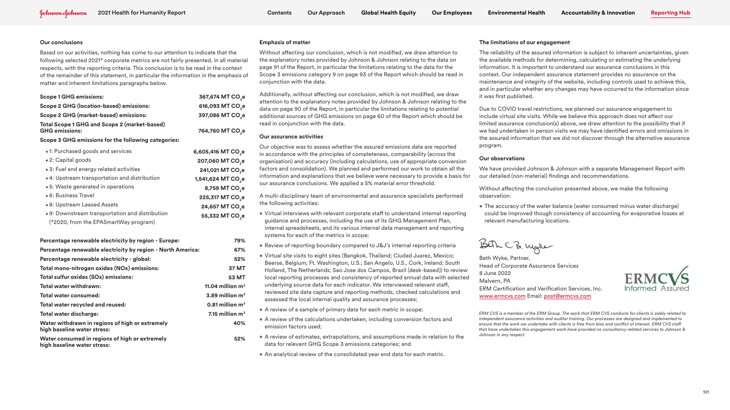### Our conclusions

Based on our activities, nothing has come to our attention to indicate that the following selected 2021* corporate metrics are not fairly presented, in all material respects, with the reporting criteria. This conclusion is to be read in the context of the remainder of this statement, in particular the information in the emphasis of matter and inherent limitations paragraphs below.

| | |
|---|---|
| **Scope 1 GHG emissions:** | **367,674 MT $CO_2e$** |
| **Scope 2 GHG (location-based) emissions:** | **616,093 MT $CO_2e$** |
| **Scope 2 GHG (market-based) emissions:** | **397,086 MT $CO_2e$** |
| **Total Scope 1 GHG and Scope 2 (market-based) GHG emissions:** | **764,760 MT $CO_2e$** |
| **Scope 3 GHG emissions for the following categories:** | |
| • 1: Purchased goods and services | **6,605,416 MT $CO_2e$** |
| • 2: Capital goods | **207,060 MT $CO_2e$** |
| • 3: Fuel and energy related activities | **241,021 MT $CO_2e$** |
| • 4: Upstream transportation and distribution | **1,541,624 MT $CO_2e$** |
| • 5: Waste generated in operations | **8,759 MT $CO_2e$** |
| • 6: Business Travel | **225,317 MT $CO_2e$** |
| • 8: Upstream Leased Assets | **24,657 MT $CO_2e$** |
| • 9: Downstream transportation and distribution (*2020, from the EPASmartWay program) | **55,332 MT $CO_2e$** |

| | |
|---|---|
| **Percentage renewable electricity by region - Europe:** | **79%** |
| **Percentage renewable electricity by region - North America:** | **67%** |
| **Percentage renewable electricity - global:** | **52%** |
| **Total mono-nitrogen oxides (NOx) emissions:** | **37 MT** |
| **Total sulfur oxides (SOx) emissions:** | **53 MT** |
| **Total water withdrawn:** | **11.04 million $m^3$** |
| **Total water consumed:** | **3.89 million $m^3$** |
| **Total water recycled and reused:** | **0.81 million $m^3$** |
| **Total water discharge:** | **7.15 million $m^3$** |
| **Water withdrawn in regions of high or extremely high baseline water stress:** | **40%** |
| **Water consumed in regions of high or extremely high baseline water stress:** | **52%** |

### Emphasis of matter

Without affecting our conclusion, which is not modified, we draw attention to the explanatory notes provided by Johnson & Johnson relating to the data on page 91 of the Report, in particular the limitations relating to the data for the Scope 3 emissions category 9 on page 93 of the Report which should be read in conjunction with the data.

Additionally, without affecting our conclusion, which is not modified, we draw attention to the explanatory notes provided by Johnson & Johnson relating to the data on page 90 of the Report, in particular the limitations relating to potential additional sources of GHG emissions on page 60 of the Report which should be read in conjunction with the data.

### Our assurance activities

Our objective was to assess whether the assured emissions data are reported in accordance with the principles of completeness, comparability (across the organisation) and accuracy (including calculations, use of appropriate conversion factors and consolidation). We planned and performed our work to obtain all the information and explanations that we believe were necessary to provide a basis for our assurance conclusions. We applied a 5% material error threshold.

A multi-disciplinary team of environmental and assurance specialists performed the following activities:

- Virtual interviews with relevant corporate staff to understand internal reporting guidance and processes, including the use of its GHG Management Plan, internal spreadsheets, and its various internal data management and reporting systems for each of the metrics in scope;
- Review of reporting boundary compared to J&J's internal reporting criteria
- Virtual site visits to eight sites (Bangkok, Thailand; Ciudad Juarez, Mexico; Beerse, Belgium; Ft. Washington, U.S.; San Angelo, U.S., Cork, Ireland; South Holland, The Netherlands; Sao Jose dos Campos, Brazil (desk-based)) to review local reporting processes and consistency of reported annual data with selected underlying source data for each indicator. We interviewed relevant staff, reviewed site data capture and reporting methods, checked calculations and assessed the local internal quality and assurance processes;
- A review of a sample of primary data for each metric in scope;
- A review of the calculations undertaken, including conversion factors and emission factors used;
- A review of estimates, extrapolations, and assumptions made in relation to the data for relevant GHG Scope 3 emissions categories; and
- An analytical review of the consolidated year end data for each metric.

### The limitations of our engagement

The reliability of the assured information is subject to inherent uncertainties, given the available methods for determining, calculating or estimating the underlying information. It is important to understand our assurance conclusions in this context. Our independent assurance statement provides no assurance on the maintenance and integrity of the website, including controls used to achieve this, and in particular whether any changes may have occurred to the information since it was first published.

Due to COVID travel restrictions, we planned our assurance engagement to include virtual site visits. While we believe this approach does not affect our limited assurance conclusion(s) above, we draw attention to the possibility that if we had undertaken in person visits we may have identified errors and omissions in the assured information that we did not discover through the alternative assurance program.

### Our observations

We have provided Johnson & Johnson with a separate Management Report with our detailed (non-material) findings and recommendations.

Without affecting the conclusion presented above, we make the following observation:

- The accuracy of the water balance (water consumed minus water discharge) could be improved though consistency of accounting for evaporative losses at relevant manufacturing locations.

Beth Wyke, Partner,
Head of Corporate Assurance Services
8 June 2022
Malvern, PA
ERM Certification and Verification Services, Inc.
www.ermcvs.com Email: post@ermcvs.com

ERMCVS Informed Assured

*ERM CVS is a member of the ERM Group. The work that ERM CVS conducts for clients is solely related to independent assurance activities and auditor training. Our processes are designed and implemented to ensure that the work we undertake with clients is free from bias and conflict of interest. ERM CVS staff that have undertaken this engagement work have provided no consultancy related services to Johnson & Johnson in any respect.*